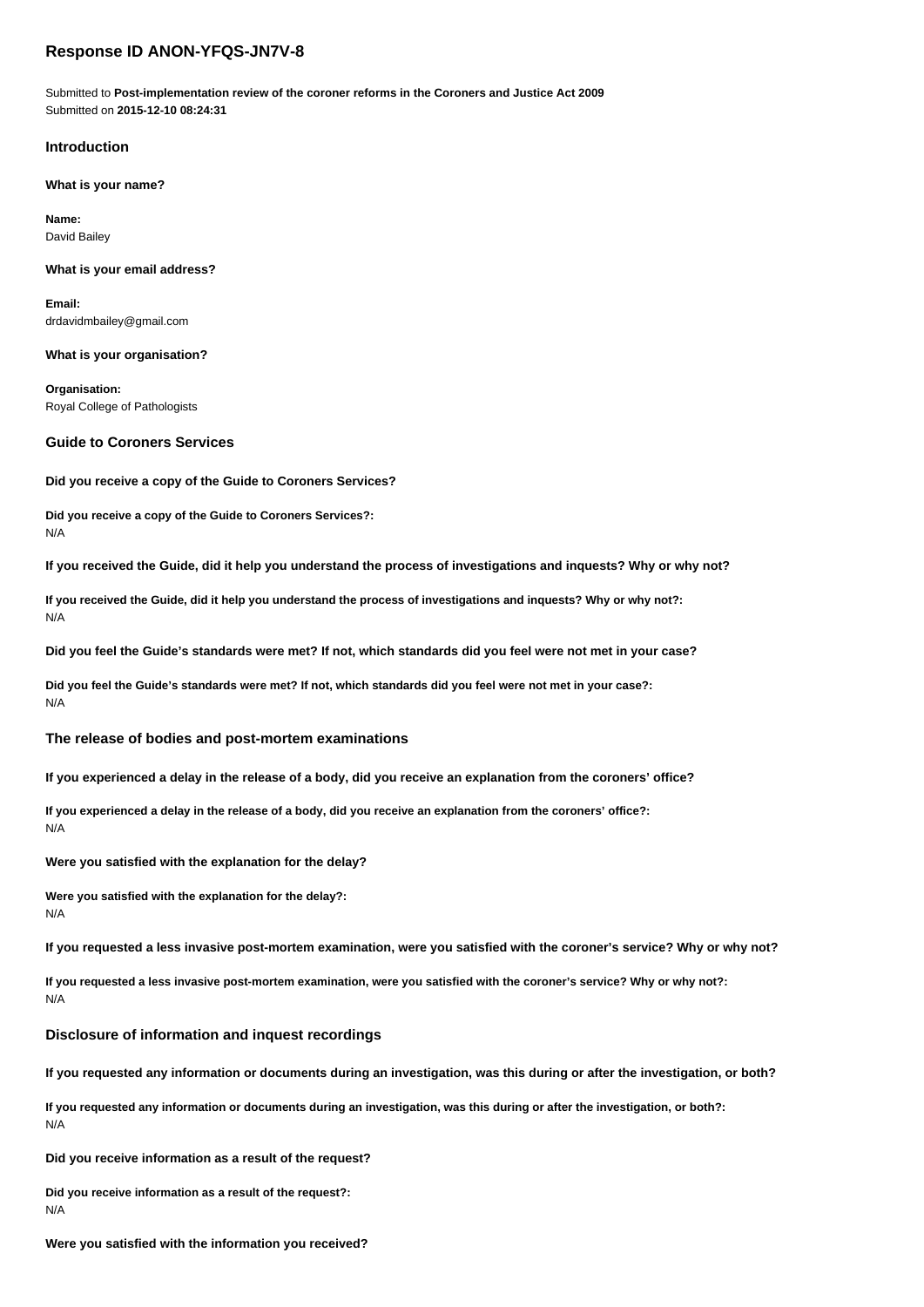# Response ID ANON-YFQS-JN7V-8

Submitted to **Post-implementation review of the coroner reforms in the Coroners and Justice Act 2009**
Submitted on **2015-12-10 08:24:31**

## Introduction

**What is your name?**

**Name:**
David Bailey

**What is your email address?**

**Email:**
drdavidmbailey@gmail.com

**What is your organisation?**

**Organisation:**
Royal College of Pathologists

## Guide to Coroners Services

**Did you receive a copy of the Guide to Coroners Services?**

**Did you receive a copy of the Guide to Coroners Services?:**
N/A

**If you received the Guide, did it help you understand the process of investigations and inquests? Why or why not?**

**If you received the Guide, did it help you understand the process of investigations and inquests? Why or why not?:**
N/A

**Did you feel the Guide's standards were met? If not, which standards did you feel were not met in your case?**

**Did you feel the Guide's standards were met? If not, which standards did you feel were not met in your case?:**
N/A

## The release of bodies and post-mortem examinations

**If you experienced a delay in the release of a body, did you receive an explanation from the coroners' office?**

**If you experienced a delay in the release of a body, did you receive an explanation from the coroners' office?:**
N/A

**Were you satisfied with the explanation for the delay?**

**Were you satisfied with the explanation for the delay?:**
N/A

**If you requested a less invasive post-mortem examination, were you satisfied with the coroner's service? Why or why not?**

**If you requested a less invasive post-mortem examination, were you satisfied with the coroner's service? Why or why not?:**
N/A

## Disclosure of information and inquest recordings

**If you requested any information or documents during an investigation, was this during or after the investigation, or both?**

**If you requested any information or documents during an investigation, was this during or after the investigation, or both?:**
N/A

**Did you receive information as a result of the request?**

**Did you receive information as a result of the request?:**
N/A

**Were you satisfied with the information you received?**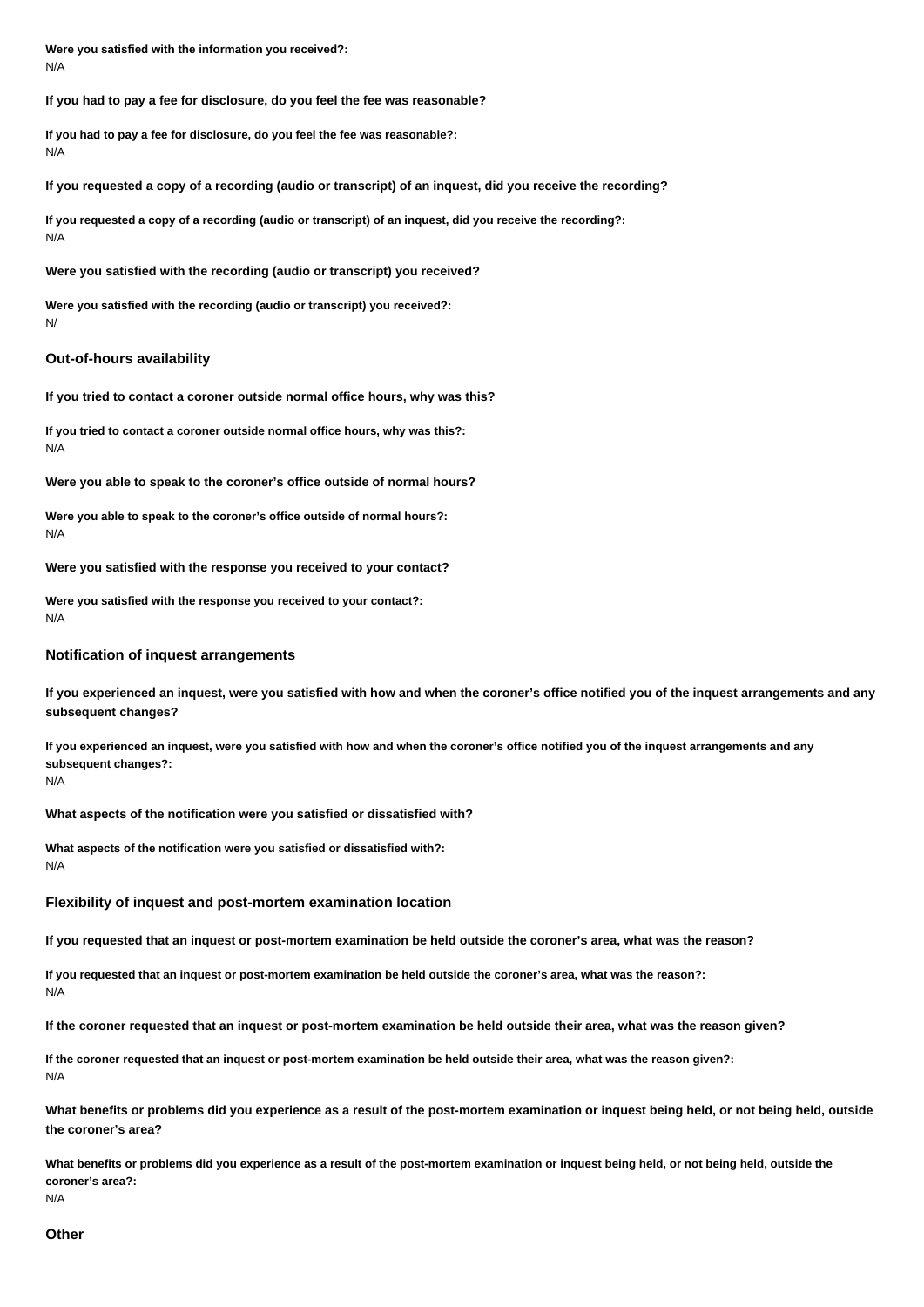**Were you satisfied with the information you received?:**
N/A

**If you had to pay a fee for disclosure, do you feel the fee was reasonable?**

**If you had to pay a fee for disclosure, do you feel the fee was reasonable?:**
N/A

**If you requested a copy of a recording (audio or transcript) of an inquest, did you receive the recording?**

**If you requested a copy of a recording (audio or transcript) of an inquest, did you receive the recording?:**
N/A

**Were you satisfied with the recording (audio or transcript) you received?**

**Were you satisfied with the recording (audio or transcript) you received?:**
N/

### Out-of-hours availability

**If you tried to contact a coroner outside normal office hours, why was this?**

**If you tried to contact a coroner outside normal office hours, why was this?:**
N/A

**Were you able to speak to the coroner's office outside of normal hours?**

**Were you able to speak to the coroner's office outside of normal hours?:**
N/A

**Were you satisfied with the response you received to your contact?**

**Were you satisfied with the response you received to your contact?:**
N/A

### Notification of inquest arrangements

**If you experienced an inquest, were you satisfied with how and when the coroner's office notified you of the inquest arrangements and any subsequent changes?**

**If you experienced an inquest, were you satisfied with how and when the coroner's office notified you of the inquest arrangements and any subsequent changes?:**
N/A

**What aspects of the notification were you satisfied or dissatisfied with?**

**What aspects of the notification were you satisfied or dissatisfied with?:**
N/A

### Flexibility of inquest and post-mortem examination location

**If you requested that an inquest or post-mortem examination be held outside the coroner's area, what was the reason?**

**If you requested that an inquest or post-mortem examination be held outside the coroner's area, what was the reason?:**
N/A

**If the coroner requested that an inquest or post-mortem examination be held outside their area, what was the reason given?**

**If the coroner requested that an inquest or post-mortem examination be held outside their area, what was the reason given?:**
N/A

**What benefits or problems did you experience as a result of the post-mortem examination or inquest being held, or not being held, outside the coroner's area?**

**What benefits or problems did you experience as a result of the post-mortem examination or inquest being held, or not being held, outside the coroner's area?:**
N/A

### Other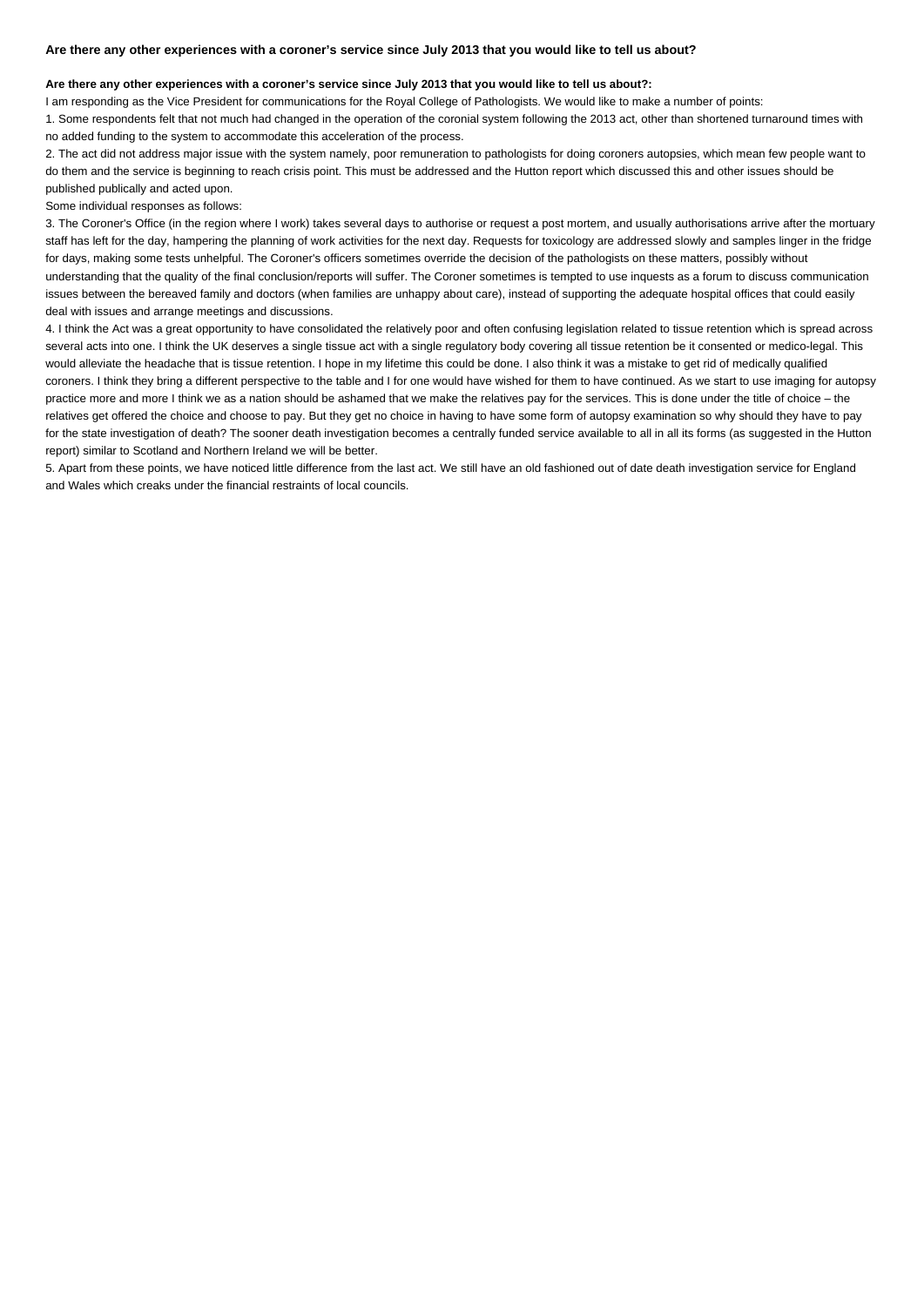**Are there any other experiences with a coroner's service since July 2013 that you would like to tell us about?**

**Are there any other experiences with a coroner's service since July 2013 that you would like to tell us about?:**

I am responding as the Vice President for communications for the Royal College of Pathologists. We would like to make a number of points:

1. Some respondents felt that not much had changed in the operation of the coronial system following the 2013 act, other than shortened turnaround times with no added funding to the system to accommodate this acceleration of the process.

2. The act did not address major issue with the system namely, poor remuneration to pathologists for doing coroners autopsies, which mean few people want to do them and the service is beginning to reach crisis point. This must be addressed and the Hutton report which discussed this and other issues should be published publically and acted upon.

Some individual responses as follows:

3. The Coroner's Office (in the region where I work) takes several days to authorise or request a post mortem, and usually authorisations arrive after the mortuary staff has left for the day, hampering the planning of work activities for the next day. Requests for toxicology are addressed slowly and samples linger in the fridge for days, making some tests unhelpful. The Coroner's officers sometimes override the decision of the pathologists on these matters, possibly without understanding that the quality of the final conclusion/reports will suffer. The Coroner sometimes is tempted to use inquests as a forum to discuss communication issues between the bereaved family and doctors (when families are unhappy about care), instead of supporting the adequate hospital offices that could easily deal with issues and arrange meetings and discussions.

4. I think the Act was a great opportunity to have consolidated the relatively poor and often confusing legislation related to tissue retention which is spread across several acts into one. I think the UK deserves a single tissue act with a single regulatory body covering all tissue retention be it consented or medico-legal. This would alleviate the headache that is tissue retention. I hope in my lifetime this could be done. I also think it was a mistake to get rid of medically qualified coroners. I think they bring a different perspective to the table and I for one would have wished for them to have continued. As we start to use imaging for autopsy practice more and more I think we as a nation should be ashamed that we make the relatives pay for the services. This is done under the title of choice – the relatives get offered the choice and choose to pay. But they get no choice in having to have some form of autopsy examination so why should they have to pay for the state investigation of death? The sooner death investigation becomes a centrally funded service available to all in all its forms (as suggested in the Hutton report) similar to Scotland and Northern Ireland we will be better.

5. Apart from these points, we have noticed little difference from the last act. We still have an old fashioned out of date death investigation service for England and Wales which creaks under the financial restraints of local councils.